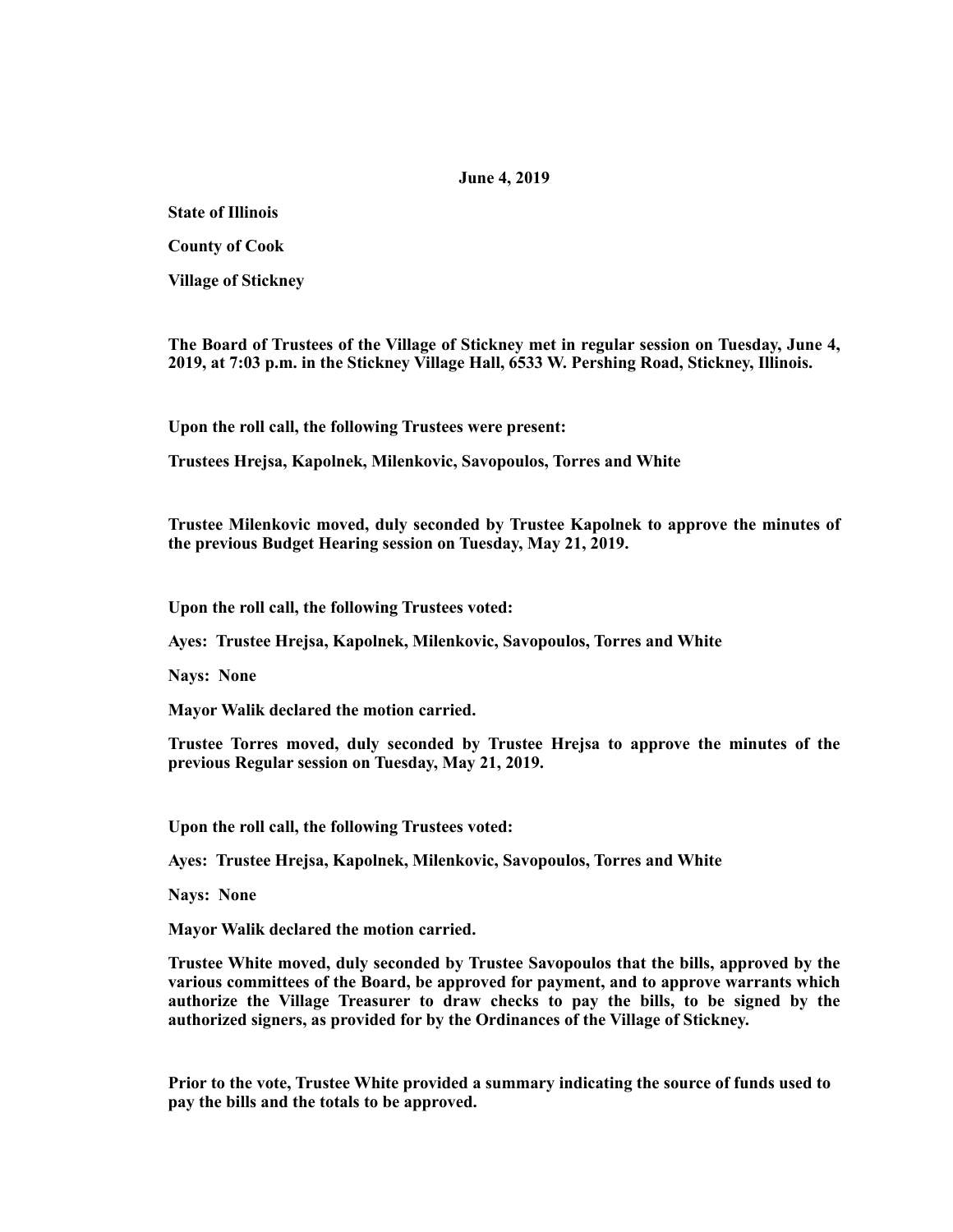**June 4, 2019**

**State of Illinois**

**County of Cook**

**Village of Stickney**

**The Board of Trustees of the Village of Stickney met in regular session on Tuesday, June 4, 2019, at 7:03 p.m. in the Stickney Village Hall, 6533 W. Pershing Road, Stickney, Illinois.**

**Upon the roll call, the following Trustees were present:**

**Trustees Hrejsa, Kapolnek, Milenkovic, Savopoulos, Torres and White**

**Trustee Milenkovic moved, duly seconded by Trustee Kapolnek to approve the minutes of the previous Budget Hearing session on Tuesday, May 21, 2019.**

**Upon the roll call, the following Trustees voted:**

**Ayes: Trustee Hrejsa, Kapolnek, Milenkovic, Savopoulos, Torres and White**

**Nays: None**

**Mayor Walik declared the motion carried.**

**Trustee Torres moved, duly seconded by Trustee Hrejsa to approve the minutes of the previous Regular session on Tuesday, May 21, 2019.**

**Upon the roll call, the following Trustees voted:**

**Ayes: Trustee Hrejsa, Kapolnek, Milenkovic, Savopoulos, Torres and White**

**Nays: None**

**Mayor Walik declared the motion carried.**

**Trustee White moved, duly seconded by Trustee Savopoulos that the bills, approved by the various committees of the Board, be approved for payment, and to approve warrants which authorize the Village Treasurer to draw checks to pay the bills, to be signed by the authorized signers, as provided for by the Ordinances of the Village of Stickney.**

**Prior to the vote, Trustee White provided a summary indicating the source of funds used to pay the bills and the totals to be approved.**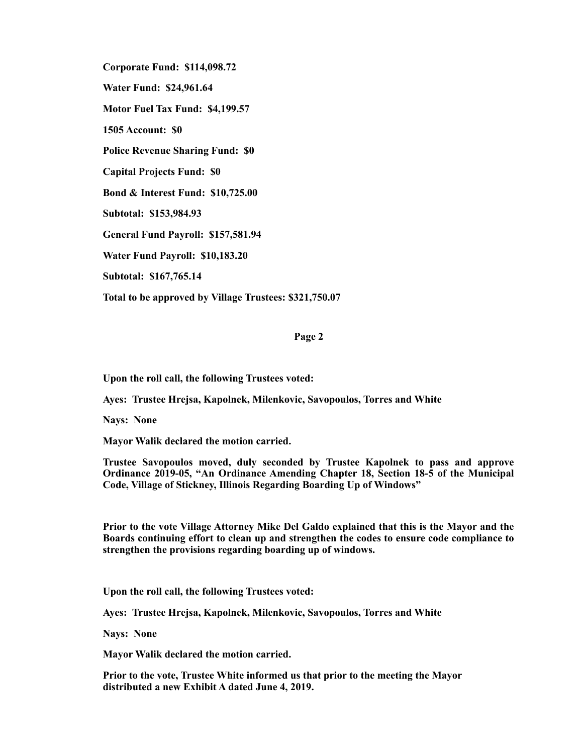**Corporate Fund: $114,098.72**

**Water Fund: $24,961.64**

**Motor Fuel Tax Fund: $4,199.57**

**1505 Account: $0**

**Police Revenue Sharing Fund: $0**

**Capital Projects Fund: $0**

**Bond & Interest Fund: $10,725.00**

**Subtotal: $153,984.93**

**General Fund Payroll: $157,581.94**

**Water Fund Payroll: $10,183.20**

**Subtotal: $167,765.14**

**Total to be approved by Village Trustees: $321,750.07**

**Upon the roll call, the following Trustees voted:**

**Ayes: Trustee Hrejsa, Kapolnek, Milenkovic, Savopoulos, Torres and White**

**Nays: None**

**Mayor Walik declared the motion carried.**

**Trustee Savopoulos moved, duly seconded by Trustee Kapolnek to pass and approve Ordinance 2019-05, "An Ordinance Amending Chapter 18, Section 18-5 of the Municipal Code, Village of Stickney, Illinois Regarding Boarding Up of Windows"**

**Prior to the vote Village Attorney Mike Del Galdo explained that this is the Mayor and the Boards continuing effort to clean up and strengthen the codes to ensure code compliance to strengthen the provisions regarding boarding up of windows.**

**Upon the roll call, the following Trustees voted:**

**Ayes: Trustee Hrejsa, Kapolnek, Milenkovic, Savopoulos, Torres and White**

**Nays: None**

**Mayor Walik declared the motion carried.**

**Prior to the vote, Trustee White informed us that prior to the meeting the Mayor distributed a new Exhibit A dated June 4, 2019.**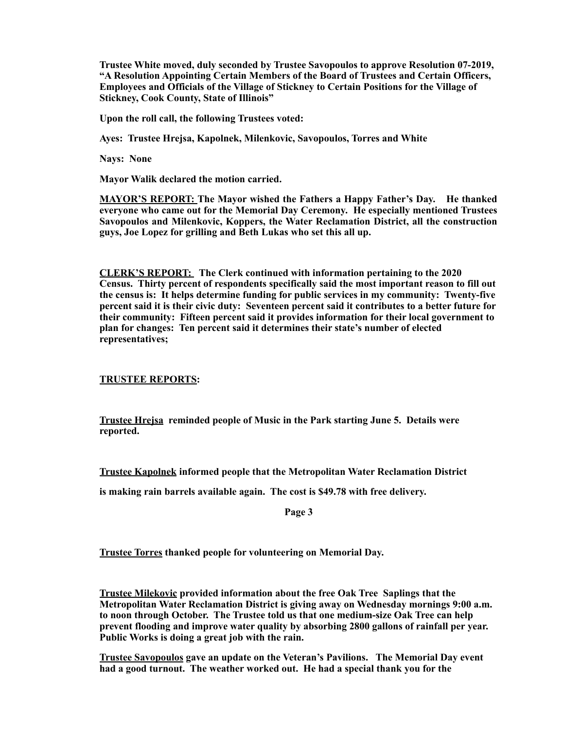**Trustee White moved, duly seconded by Trustee Savopoulos to approve Resolution 07-2019, "A Resolution Appointing Certain Members of the Board of Trustees and Certain Officers, Employees and Officials of the Village of Stickney to Certain Positions for the Village of Stickney, Cook County, State of Illinois"**

**Upon the roll call, the following Trustees voted:**

**Ayes: Trustee Hrejsa, Kapolnek, Milenkovic, Savopoulos, Torres and White**

**Nays: None**

**Mayor Walik declared the motion carried.**

**<u>MAYOR'S REPORT:</u> The Mayor wished the Fathers a Happy Father's Day. He thanked everyone who came out for the Memorial Day Ceremony. He especially mentioned Trustees Savopoulos and Milenkovic, Koppers, the Water Reclamation District, all the construction guys, Joe Lopez for grilling and Beth Lukas who set this all up.**

**<u>CLERK'S REPORT:</u> The Clerk continued with information pertaining to the 2020 Census. Thirty percent of respondents specifically said the most important reason to fill out the census is: It helps determine funding for public services in my community: Twenty-five percent said it is their civic duty: Seventeen percent said it contributes to a better future for their community: Fifteen percent said it provides information for their local government to plan for changes: Ten percent said it determines their state's number of elected representatives;**

**<u>TRUSTEE REPORTS</u>:**

**<u>Trustee Hrejsa</u> reminded people of Music in the Park starting June 5. Details were reported.**

**<u>Trustee Kapolnek</u> informed people that the Metropolitan Water Reclamation District is making rain barrels available again. The cost is $49.78 with free delivery.**

**<u>Trustee Torres</u> thanked people for volunteering on Memorial Day.**

**<u>Trustee Milekovic</u> provided information about the free Oak Tree Saplings that the Metropolitan Water Reclamation District is giving away on Wednesday mornings 9:00 a.m. to noon through October. The Trustee told us that one medium-size Oak Tree can help prevent flooding and improve water quality by absorbing 2800 gallons of rainfall per year. Public Works is doing a great job with the rain.**

**<u>Trustee Savopoulos</u> gave an update on the Veteran's Pavilions. The Memorial Day event had a good turnout. The weather worked out. He had a special thank you for the**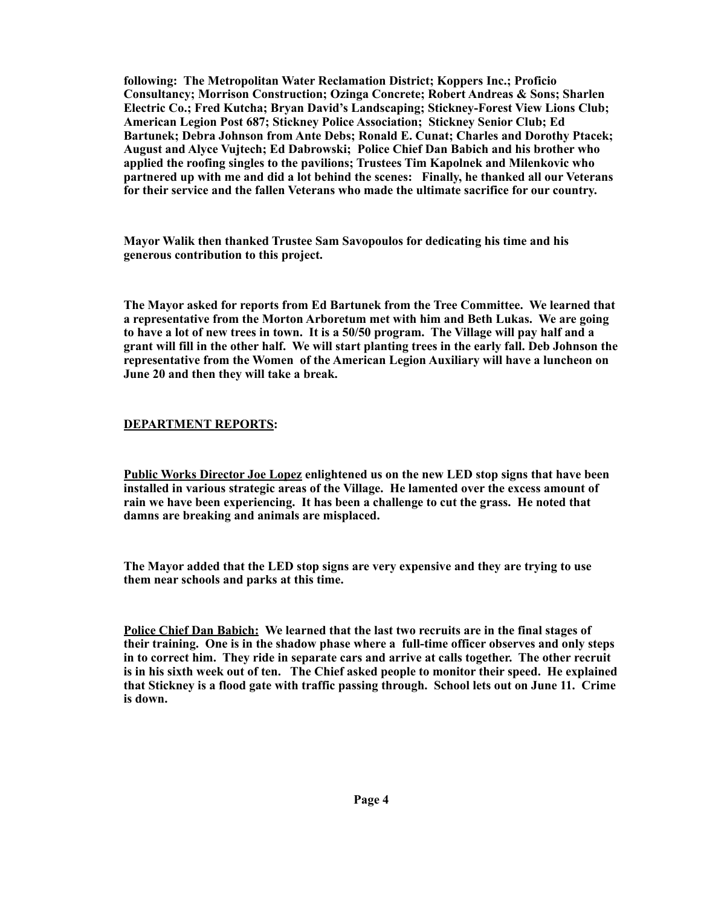**following: The Metropolitan Water Reclamation District; Koppers Inc.; Proficio Consultancy; Morrison Construction; Ozinga Concrete; Robert Andreas & Sons; Sharlen Electric Co.; Fred Kutcha; Bryan David's Landscaping; Stickney-Forest View Lions Club; American Legion Post 687; Stickney Police Association; Stickney Senior Club; Ed Bartunek; Debra Johnson from Ante Debs; Ronald E. Cunat; Charles and Dorothy Ptacek; August and Alyce Vujtech; Ed Dabrowski; Police Chief Dan Babich and his brother who applied the roofing singles to the pavilions; Trustees Tim Kapolnek and Milenkovic who partnered up with me and did a lot behind the scenes: Finally, he thanked all our Veterans for their service and the fallen Veterans who made the ultimate sacrifice for our country.**

**Mayor Walik then thanked Trustee Sam Savopoulos for dedicating his time and his generous contribution to this project.**

**The Mayor asked for reports from Ed Bartunek from the Tree Committee. We learned that a representative from the Morton Arboretum met with him and Beth Lukas. We are going to have a lot of new trees in town. It is a 50/50 program. The Village will pay half and a grant will fill in the other half. We will start planting trees in the early fall. Deb Johnson the representative from the Women of the American Legion Auxiliary will have a luncheon on June 20 and then they will take a break.**

**DEPARTMENT REPORTS:**

**Public Works Director Joe Lopez enlightened us on the new LED stop signs that have been installed in various strategic areas of the Village. He lamented over the excess amount of rain we have been experiencing. It has been a challenge to cut the grass. He noted that damns are breaking and animals are misplaced.**

**The Mayor added that the LED stop signs are very expensive and they are trying to use them near schools and parks at this time.**

**Police Chief Dan Babich: We learned that the last two recruits are in the final stages of their training. One is in the shadow phase where a full-time officer observes and only steps in to correct him. They ride in separate cars and arrive at calls together. The other recruit is in his sixth week out of ten. The Chief asked people to monitor their speed. He explained that Stickney is a flood gate with traffic passing through. School lets out on June 11. Crime is down.**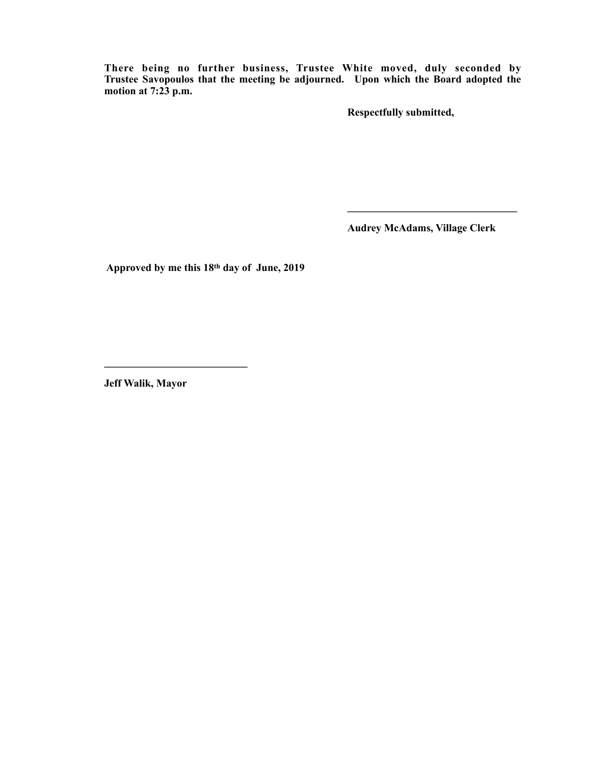**There being no further business, Trustee White moved, duly seconded by Trustee Savopoulos that the meeting be adjourned. Upon which the Board adopted the motion at 7:23 p.m.**

**Respectfully submitted,**

**_________________________________**

**Audrey McAdams, Village Clerk**

**Approved by me this 18th day of June, 2019**

**___________________________**

**Jeff Walik, Mayor**